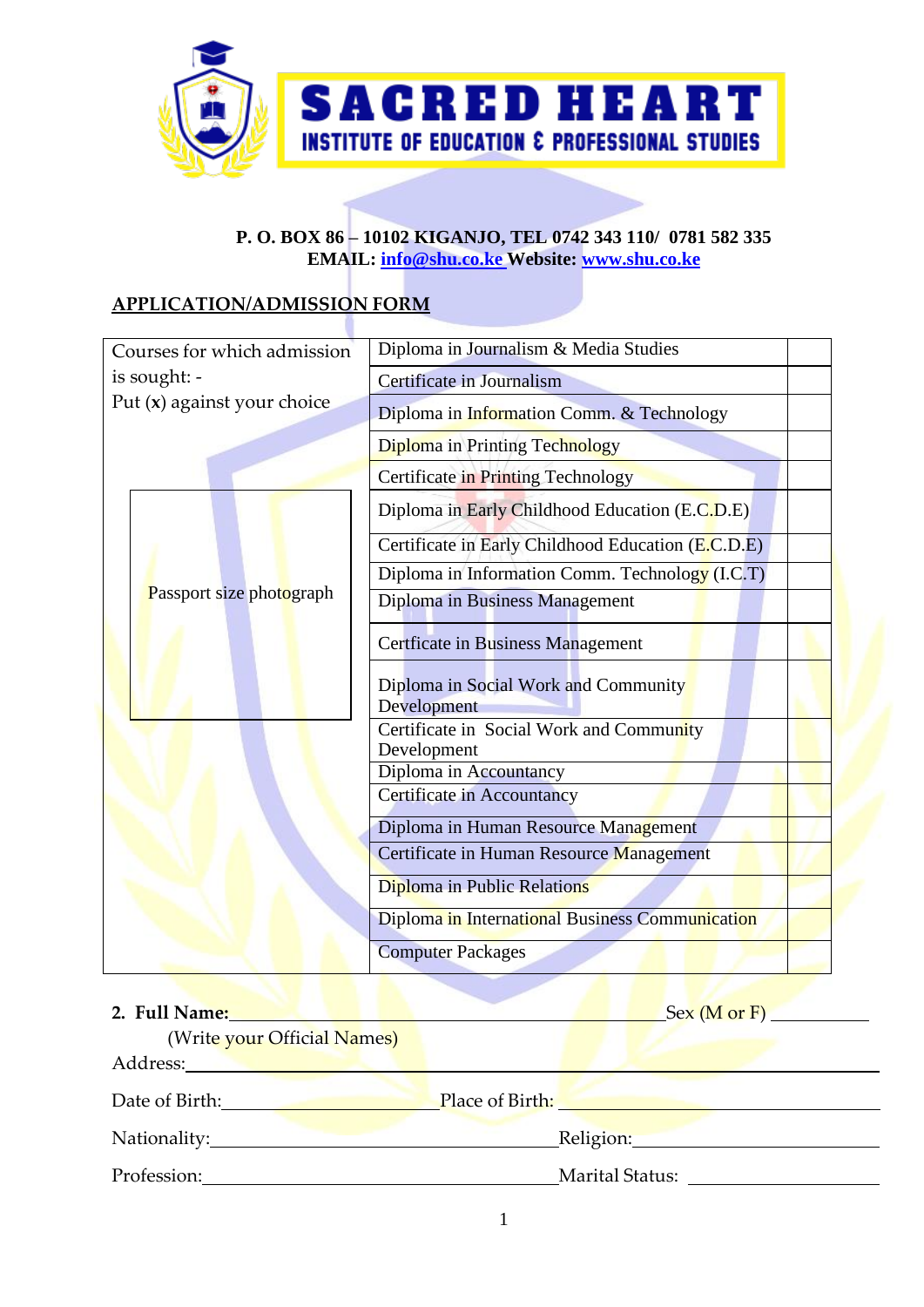# SACRED HEART
## INSTITUTE OF EDUCATION & PROFESSIONAL STUDIES

**P. O. BOX 86 – 10102 KIGANJO, TEL 0742 343 110/ 0781 582 335**
**EMAIL: info@shu.co.ke Website: www.shu.co.ke**

## APPLICATION/ADMISSION FORM

| Courses for which admission is sought: - Put (**x**) against your choice | Course | |
|---|---|---|
| | Diploma in Journalism & Media Studies | |
| | Certificate in Journalism | |
| | Diploma in Information Comm. & Technology | |
| | Diploma in Printing Technology | |
| | Certificate in Printing Technology | |
| Passport size photograph | Diploma in Early Childhood Education (E.C.D.E) | |
| | Certificate in Early Childhood Education (E.C.D.E) | |
| | Diploma in Information Comm. Technology (I.C.T) | |
| | Diploma in Business Management | |
| | Certficate in Business Management | |
| | Diploma in Social Work and Community Development | |
| | Certificate in Social Work and Community Development | |
| | Diploma in Accountancy | |
| | Certificate in Accountancy | |
| | Diploma in Human Resource Management | |
| | Certificate in Human Resource Management | |
| | Diploma in Public Relations | |
| | Diploma in International Business Communication | |
| | Computer Packages | |

**2. Full Name:**\_\_\_\_\_\_\_\_\_\_\_\_\_\_\_\_\_\_\_\_\_\_\_\_\_\_\_\_\_\_\_\_\_\_\_\_\_\_\_\_ Sex (M or F) \_\_\_\_\_\_\_\_\_\_

(Write your Official Names)

Address:\_\_\_\_\_\_\_\_\_\_\_\_\_\_\_\_\_\_\_\_\_\_\_\_\_\_\_\_\_\_\_\_\_\_\_\_\_\_\_\_\_\_\_\_\_\_\_\_\_\_\_\_\_\_\_\_\_\_

Date of Birth:\_\_\_\_\_\_\_\_\_\_\_\_\_\_\_\_\_\_\_\_ Place of Birth: \_\_\_\_\_\_\_\_\_\_\_\_\_\_\_\_\_\_\_\_\_\_\_\_\_\_\_\_

Nationality:\_\_\_\_\_\_\_\_\_\_\_\_\_\_\_\_\_\_\_\_\_\_\_\_\_\_\_\_\_\_\_\_\_ Religion:\_\_\_\_\_\_\_\_\_\_\_\_\_\_\_\_\_\_\_\_\_\_\_

Profession:\_\_\_\_\_\_\_\_\_\_\_\_\_\_\_\_\_\_\_\_\_\_\_\_\_\_\_\_\_\_\_\_\_\_ Marital Status: \_\_\_\_\_\_\_\_\_\_\_\_\_\_\_\_\_\_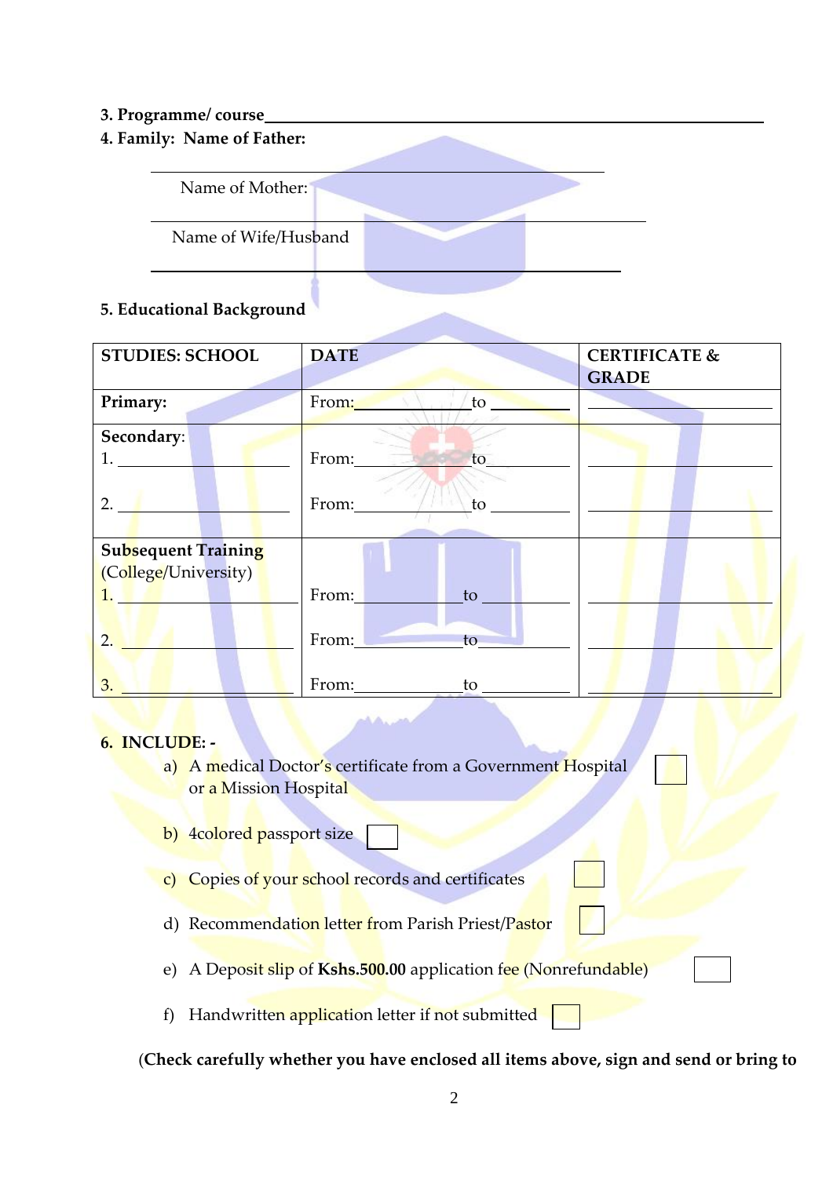**3. Programme/ course**\_\_\_\_\_\_\_\_\_\_\_\_\_\_\_\_\_\_\_\_\_\_\_\_\_\_\_\_\_\_\_\_\_\_\_\_\_\_\_\_\_\_\_\_\_\_

**4. Family: Name of Father:**

\_\_\_\_\_\_\_\_\_\_\_\_\_\_\_\_\_\_\_\_\_\_\_\_\_\_\_\_\_\_\_\_\_\_\_\_\_\_\_\_\_\_\_\_

Name of Mother:

\_\_\_\_\_\_\_\_\_\_\_\_\_\_\_\_\_\_\_\_\_\_\_\_\_\_\_\_\_\_\_\_\_\_\_\_\_\_\_\_\_\_\_\_

Name of Wife/Husband

\_\_\_\_\_\_\_\_\_\_\_\_\_\_\_\_\_\_\_\_\_\_\_\_\_\_\_\_\_\_\_\_\_\_\_\_\_\_\_\_\_\_\_\_

**5. Educational Background**

| STUDIES: SCHOOL | DATE | CERTIFICATE & GRADE |
|---|---|---|
| **Primary:** | From:\_\_\_\_\_\_\_\_\_\_to \_\_\_\_\_\_\_\_ | \_\_\_\_\_\_\_\_\_\_\_\_\_\_\_\_ |
| **Secondary:**<br>1. \_\_\_\_\_\_\_\_\_\_\_\_\_\_\_\_<br><br>2. \_\_\_\_\_\_\_\_\_\_\_\_\_\_\_\_ | From:\_\_\_\_\_\_\_\_\_\_to \_\_\_\_\_\_\_\_<br><br>From:\_\_\_\_\_\_\_\_\_\_to \_\_\_\_\_\_\_\_ | \_\_\_\_\_\_\_\_\_\_\_\_\_\_\_\_<br><br>\_\_\_\_\_\_\_\_\_\_\_\_\_\_\_\_ |
| **Subsequent Training** (College/University)<br>1. \_\_\_\_\_\_\_\_\_\_\_\_\_\_\_\_<br><br>2. \_\_\_\_\_\_\_\_\_\_\_\_\_\_\_\_<br><br>3. \_\_\_\_\_\_\_\_\_\_\_\_\_\_\_\_ | From:\_\_\_\_\_\_\_\_\_\_to \_\_\_\_\_\_\_\_<br><br>From:\_\_\_\_\_\_\_\_\_\_to \_\_\_\_\_\_\_\_<br><br>From:\_\_\_\_\_\_\_\_\_\_to \_\_\_\_\_\_\_\_ | \_\_\_\_\_\_\_\_\_\_\_\_\_\_\_\_<br><br>\_\_\_\_\_\_\_\_\_\_\_\_\_\_\_\_<br><br>\_\_\_\_\_\_\_\_\_\_\_\_\_\_\_\_ |

**6. INCLUDE: -**

a) A medical Doctor's certificate from a Government Hospital or a Mission Hospital ☐

b) 4colored passport size ☐

c) Copies of your school records and certificates ☐

d) Recommendation letter from Parish Priest/Pastor ☐

e) A Deposit slip of **Kshs.500.00** application fee (Nonrefundable) ☐

f) Handwritten application letter if not submitted ☐

(**Check carefully whether you have enclosed all items above, sign and send or bring to**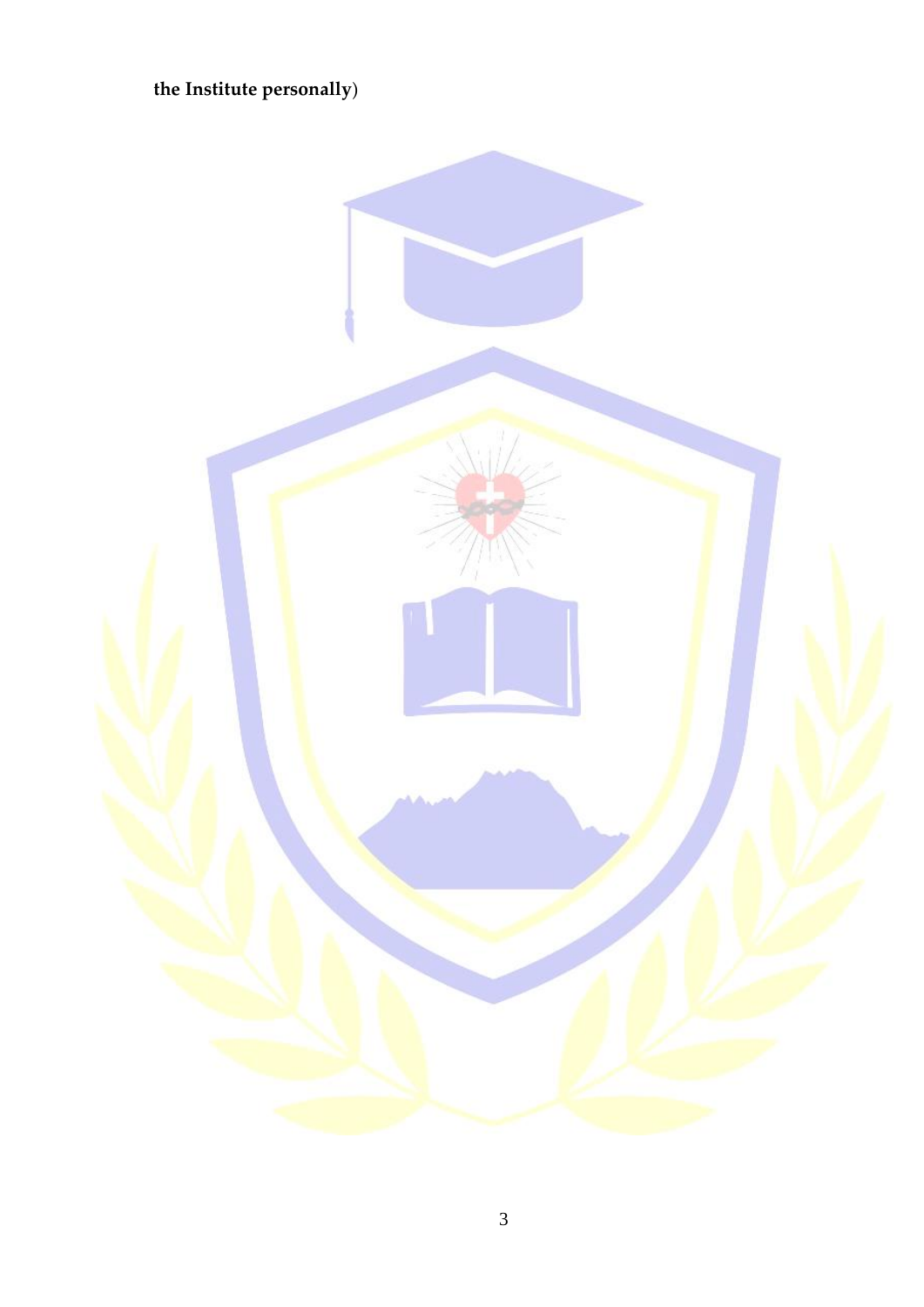**the Institute personally**)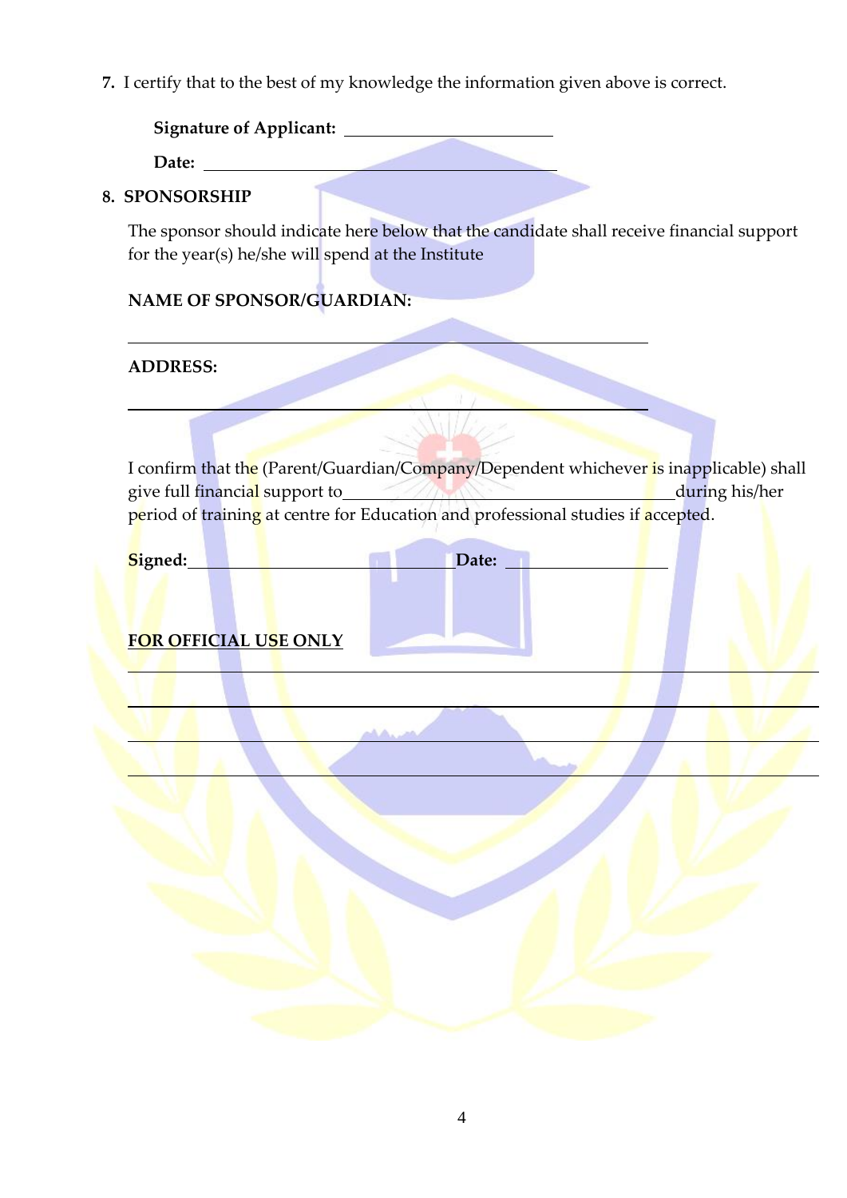**7.** I certify that to the best of my knowledge the information given above is correct.

**Signature of Applicant:** ______________________

**Date:** ________________________________________

**8. SPONSORSHIP**

The sponsor should indicate here below that the candidate shall receive financial support for the year(s) he/she will spend at the Institute

**NAME OF SPONSOR/GUARDIAN:**

____________________________________________________________

**ADDRESS:**

____________________________________________________________

I confirm that the (Parent/Guardian/Company/Dependent whichever is inapplicable) shall give full financial support to ________________________________________ during his/her period of training at centre for Education and professional studies if accepted.

**Signed:** ______________________________ **Date:** __________________

**<u>FOR OFFICIAL USE ONLY</u>**

____________________________________________________________

____________________________________________________________

____________________________________________________________

____________________________________________________________